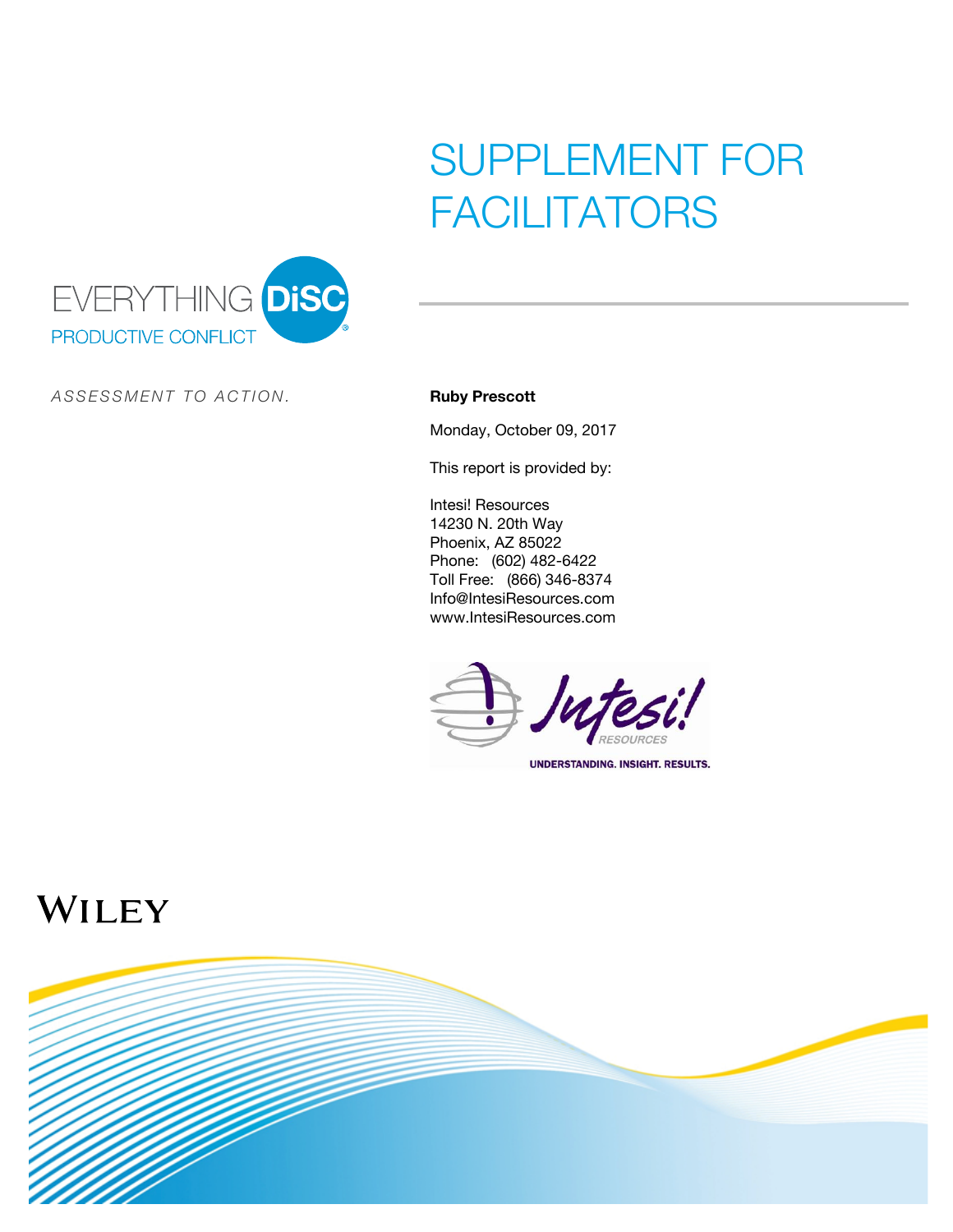# SUPPLEMENT FOR FACILITATORS

EVERYTHING DiSC®

PRODUCTIVE CONFLICT

*ASSESSMENT TO ACTION.*

**Ruby Prescott**

Monday, October 09, 2017

This report is provided by:

Intesi! Resources
14230 N. 20th Way
Phoenix, AZ 85022
Phone: (602) 482-6422
Toll Free: (866) 346-8374
Info@IntesiResources.com
www.IntesiResources.com

Intesi! RESOURCES

UNDERSTANDING. INSIGHT. RESULTS.

WILEY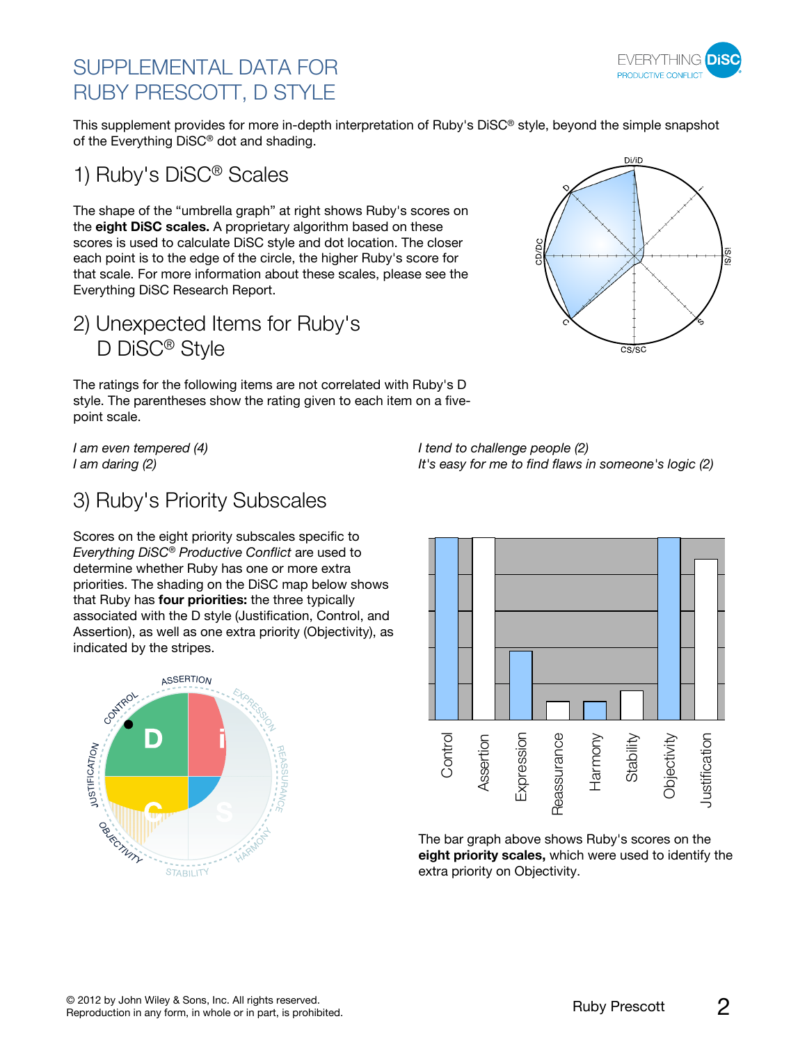# SUPPLEMENTAL DATA FOR RUBY PRESCOTT, D STYLE

This supplement provides for more in-depth interpretation of Ruby's DiSC® style, beyond the simple snapshot of the Everything DiSC® dot and shading.

## 1) Ruby's DiSC® Scales

The shape of the “umbrella graph” at right shows Ruby's scores on the **eight DiSC scales.** A proprietary algorithm based on these scores is used to calculate DiSC style and dot location. The closer each point is to the edge of the circle, the higher Ruby's score for that scale. For more information about these scales, please see the Everything DiSC Research Report.

## 2) Unexpected Items for Ruby's D DiSC® Style

The ratings for the following items are not correlated with Ruby's D style. The parentheses show the rating given to each item on a five-point scale.

*I am even tempered (4)*
*I am daring (2)*
*I tend to challenge people (2)*
*It's easy for me to find flaws in someone's logic (2)*

## 3) Ruby's Priority Subscales

Scores on the eight priority subscales specific to *Everything DiSC® Productive Conflict* are used to determine whether Ruby has one or more extra priorities. The shading on the DiSC map below shows that Ruby has **four priorities:** the three typically associated with the D style (Justification, Control, and Assertion), as well as one extra priority (Objectivity), as indicated by the stripes.

The bar graph above shows Ruby's scores on the **eight priority scales,** which were used to identify the extra priority on Objectivity.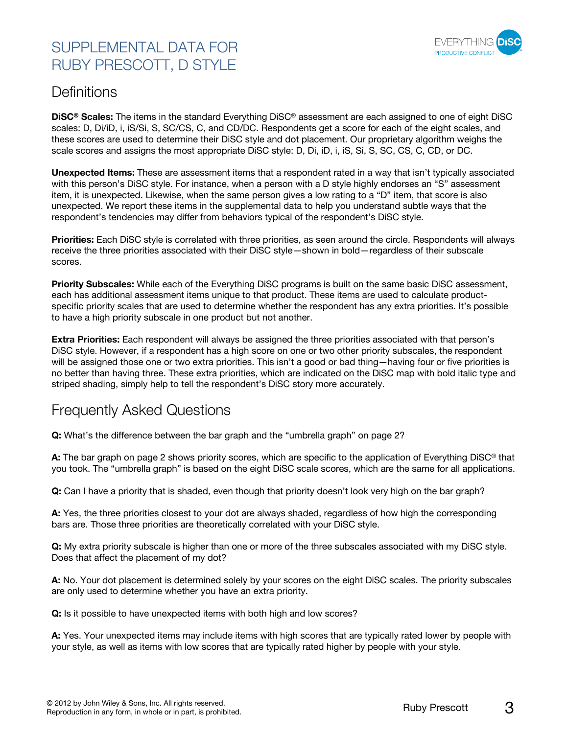# SUPPLEMENTAL DATA FOR RUBY PRESCOTT, D STYLE

## Definitions

**DiSC® Scales:** The items in the standard Everything DiSC® assessment are each assigned to one of eight DiSC scales: D, Di/iD, i, iS/Si, S, SC/CS, C, and CD/DC. Respondents get a score for each of the eight scales, and these scores are used to determine their DiSC style and dot placement. Our proprietary algorithm weighs the scale scores and assigns the most appropriate DiSC style: D, Di, iD, i, iS, Si, S, SC, CS, C, CD, or DC.

**Unexpected Items:** These are assessment items that a respondent rated in a way that isn't typically associated with this person's DiSC style. For instance, when a person with a D style highly endorses an "S" assessment item, it is unexpected. Likewise, when the same person gives a low rating to a "D" item, that score is also unexpected. We report these items in the supplemental data to help you understand subtle ways that the respondent's tendencies may differ from behaviors typical of the respondent's DiSC style.

**Priorities:** Each DiSC style is correlated with three priorities, as seen around the circle. Respondents will always receive the three priorities associated with their DiSC style—shown in bold—regardless of their subscale scores.

**Priority Subscales:** While each of the Everything DiSC programs is built on the same basic DiSC assessment, each has additional assessment items unique to that product. These items are used to calculate product-specific priority scales that are used to determine whether the respondent has any extra priorities. It's possible to have a high priority subscale in one product but not another.

**Extra Priorities:** Each respondent will always be assigned the three priorities associated with that person's DiSC style. However, if a respondent has a high score on one or two other priority subscales, the respondent will be assigned those one or two extra priorities. This isn't a good or bad thing—having four or five priorities is no better than having three. These extra priorities, which are indicated on the DiSC map with bold italic type and striped shading, simply help to tell the respondent's DiSC story more accurately.

## Frequently Asked Questions

**Q:** What's the difference between the bar graph and the "umbrella graph" on page 2?

**A:** The bar graph on page 2 shows priority scores, which are specific to the application of Everything DiSC® that you took. The "umbrella graph" is based on the eight DiSC scale scores, which are the same for all applications.

**Q:** Can I have a priority that is shaded, even though that priority doesn't look very high on the bar graph?

**A:** Yes, the three priorities closest to your dot are always shaded, regardless of how high the corresponding bars are. Those three priorities are theoretically correlated with your DiSC style.

**Q:** My extra priority subscale is higher than one or more of the three subscales associated with my DiSC style. Does that affect the placement of my dot?

**A:** No. Your dot placement is determined solely by your scores on the eight DiSC scales. The priority subscales are only used to determine whether you have an extra priority.

**Q:** Is it possible to have unexpected items with both high and low scores?

**A:** Yes. Your unexpected items may include items with high scores that are typically rated lower by people with your style, as well as items with low scores that are typically rated higher by people with your style.

© 2012 by John Wiley & Sons, Inc. All rights reserved.
Reproduction in any form, in whole or in part, is prohibited.